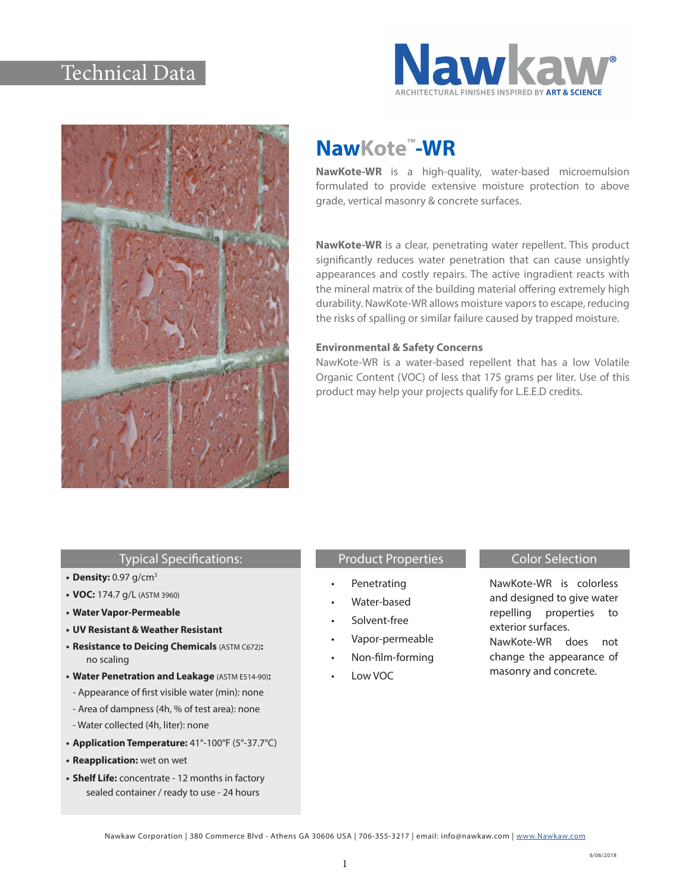Technical Data

**Nawkaw®**
ARCHITECTURAL FINISHES INSPIRED BY ART & SCIENCE

# NawKote™-WR

**NawKote-WR** is a high-quality, water-based microemulsion formulated to provide extensive moisture protection to above grade, vertical masonry & concrete surfaces.

**NawKote-WR** is a clear, penetrating water repellent. This product significantly reduces water penetration that can cause unsightly appearances and costly repairs. The active ingradient reacts with the mineral matrix of the building material offering extremely high durability. NawKote-WR allows moisture vapors to escape, reducing the risks of spalling or similar failure caused by trapped moisture.

### Environmental & Safety Concerns

NawKote-WR is a water-based repellent that has a low Volatile Organic Content (VOC) of less that 175 grams per liter. Use of this product may help your projects qualify for L.E.E.D credits.

## Typical Specifications:

- **Density:** 0.97 g/cm$^3$
- **VOC:** 174.7 g/L (ASTM 3960)
- **Water Vapor-Permeable**
- **UV Resistant & Weather Resistant**
- **Resistance to Deicing Chemicals** (ASTM C672)**:** no scaling
- **Water Penetration and Leakage** (ASTM E514-90)**:**
  - Appearance of first visible water (min): none
  - Area of dampness (4h, % of test area): none
  - Water collected (4h, liter): none
- **Application Temperature:** 41°-100°F (5°-37.7°C)
- **Reapplication:** wet on wet
- **Shelf Life:** concentrate - 12 months in factory sealed container / ready to use - 24 hours

## Product Properties

- Penetrating
- Water-based
- Solvent-free
- Vapor-permeable
- Non-film-forming
- Low VOC

## Color Selection

NawKote-WR is colorless and designed to give water repelling properties to exterior surfaces.
NawKote-WR does not change the appearance of masonry and concrete.

Nawkaw Corporation | 380 Commerce Blvd - Athens GA 30606 USA | 706-355-3217 | email: info@nawkaw.com | www.Nawkaw.com

6/06/2018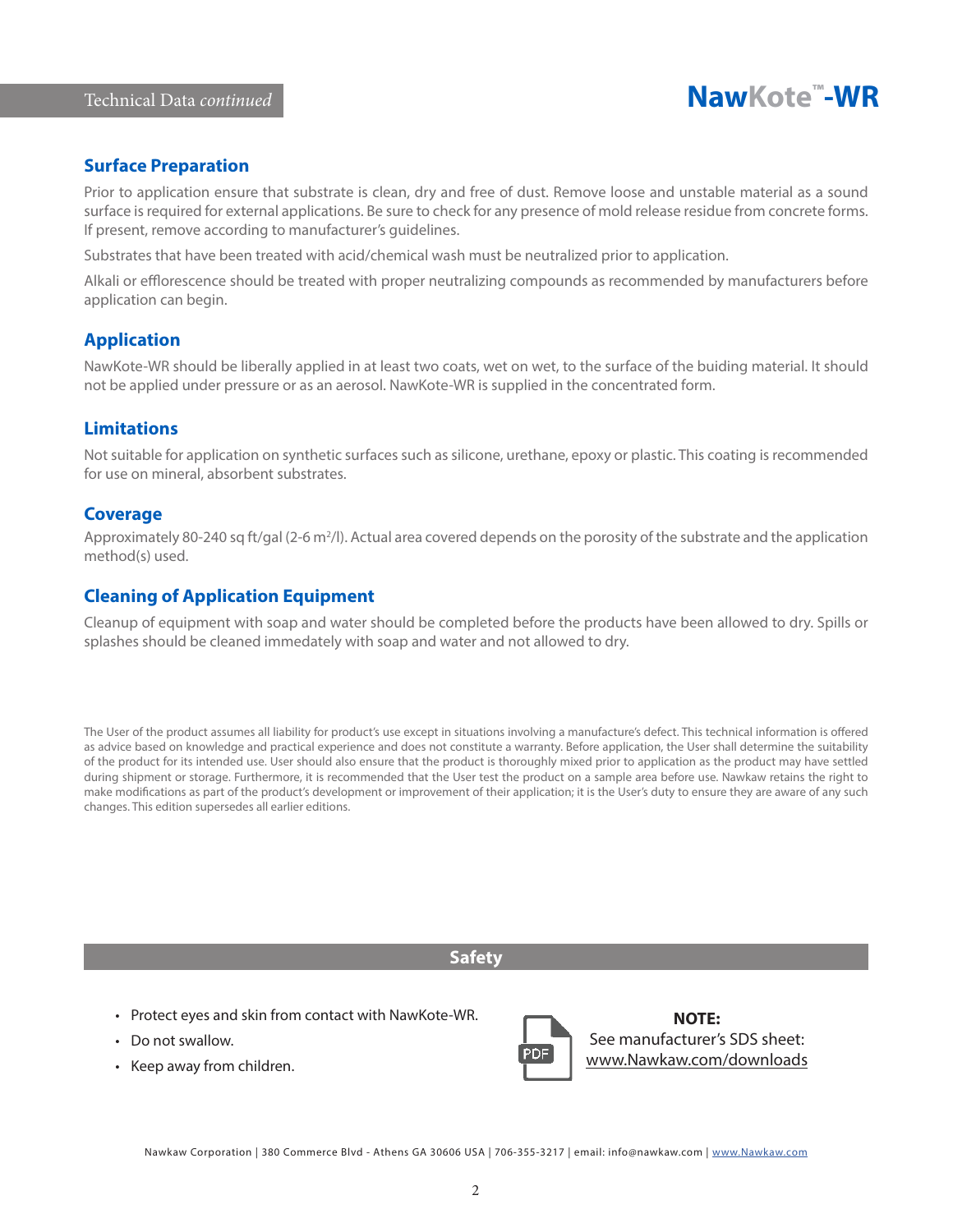## Surface Preparation

Prior to application ensure that substrate is clean, dry and free of dust. Remove loose and unstable material as a sound surface is required for external applications. Be sure to check for any presence of mold release residue from concrete forms. If present, remove according to manufacturer's guidelines.

Substrates that have been treated with acid/chemical wash must be neutralized prior to application.

Alkali or efflorescence should be treated with proper neutralizing compounds as recommended by manufacturers before application can begin.

## Application

NawKote-WR should be liberally applied in at least two coats, wet on wet, to the surface of the buiding material. It should not be applied under pressure or as an aerosol. NawKote-WR is supplied in the concentrated form.

## Limitations

Not suitable for application on synthetic surfaces such as silicone, urethane, epoxy or plastic. This coating is recommended for use on mineral, absorbent substrates.

## Coverage

Approximately 80-240 sq ft/gal (2-6 $m^2$/l). Actual area covered depends on the porosity of the substrate and the application method(s) used.

## Cleaning of Application Equipment

Cleanup of equipment with soap and water should be completed before the products have been allowed to dry. Spills or splashes should be cleaned immedately with soap and water and not allowed to dry.

The User of the product assumes all liability for product's use except in situations involving a manufacture's defect. This technical information is offered as advice based on knowledge and practical experience and does not constitute a warranty. Before application, the User shall determine the suitability of the product for its intended use. User should also ensure that the product is thoroughly mixed prior to application as the product may have settled during shipment or storage. Furthermore, it is recommended that the User test the product on a sample area before use. Nawkaw retains the right to make modifications as part of the product's development or improvement of their application; it is the User's duty to ensure they are aware of any such changes. This edition supersedes all earlier editions.

## Safety

- Protect eyes and skin from contact with NawKote-WR.
- Do not swallow.
- Keep away from children.

**NOTE:**
See manufacturer's SDS sheet:
www.Nawkaw.com/downloads

Nawkaw Corporation | 380 Commerce Blvd - Athens GA 30606 USA | 706-355-3217 | email: info@nawkaw.com | www.Nawkaw.com